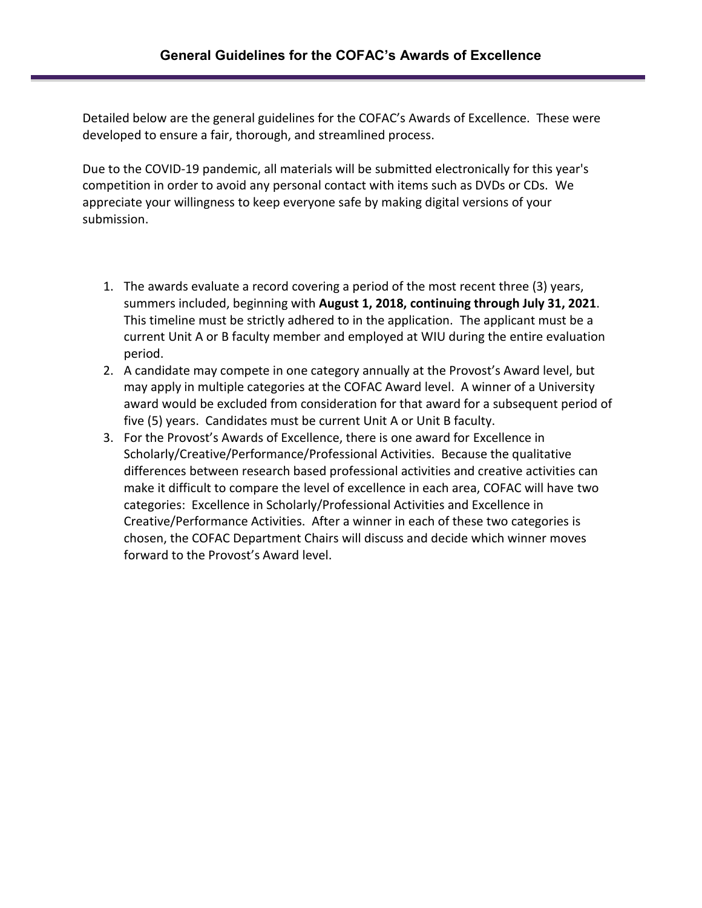## General Guidelines for the COFAC's Awards of Excellence

Detailed below are the general guidelines for the COFAC's Awards of Excellence. These were developed to ensure a fair, thorough, and streamlined process.

Due to the COVID-19 pandemic, all materials will be submitted electronically for this year's competition in order to avoid any personal contact with items such as DVDs or CDs. We appreciate your willingness to keep everyone safe by making digital versions of your submission.

1. The awards evaluate a record covering a period of the most recent three (3) years, summers included, beginning with **August 1, 2018, continuing through July 31, 2021**. This timeline must be strictly adhered to in the application. The applicant must be a current Unit A or B faculty member and employed at WIU during the entire evaluation period.
2. A candidate may compete in one category annually at the Provost's Award level, but may apply in multiple categories at the COFAC Award level. A winner of a University award would be excluded from consideration for that award for a subsequent period of five (5) years. Candidates must be current Unit A or Unit B faculty.
3. For the Provost's Awards of Excellence, there is one award for Excellence in Scholarly/Creative/Performance/Professional Activities. Because the qualitative differences between research based professional activities and creative activities can make it difficult to compare the level of excellence in each area, COFAC will have two categories: Excellence in Scholarly/Professional Activities and Excellence in Creative/Performance Activities. After a winner in each of these two categories is chosen, the COFAC Department Chairs will discuss and decide which winner moves forward to the Provost's Award level.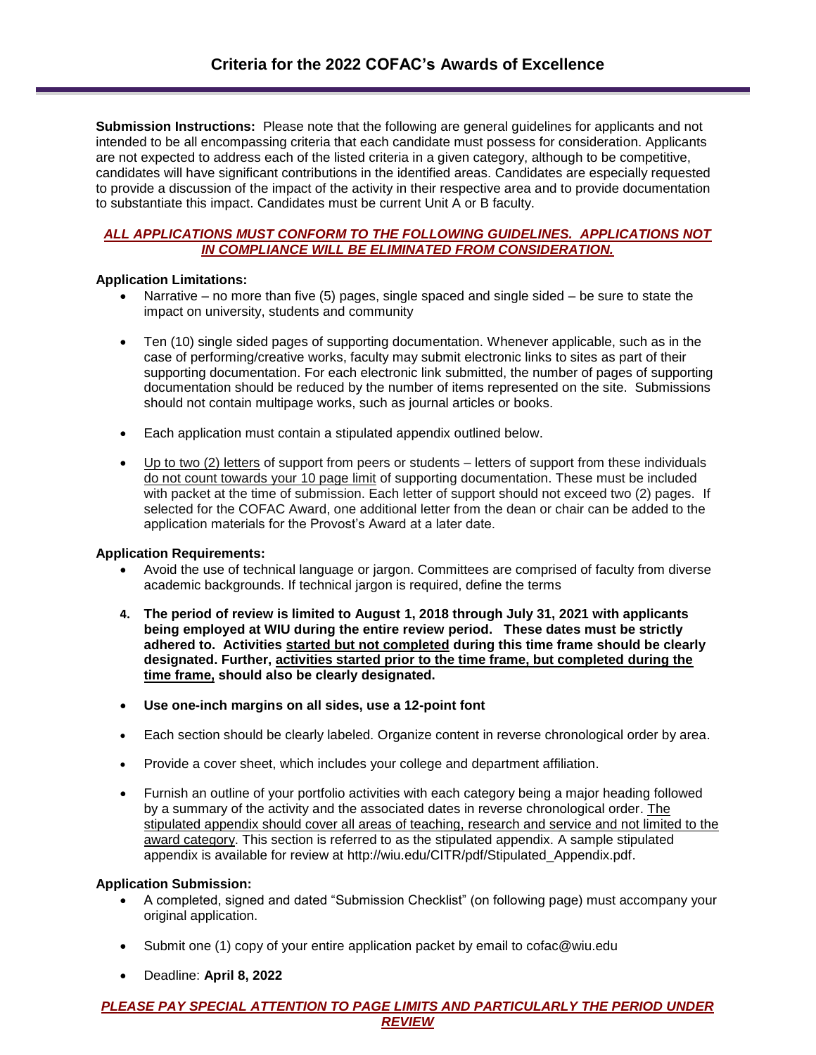# Criteria for the 2022 COFAC's Awards of Excellence

**Submission Instructions:** Please note that the following are general guidelines for applicants and not intended to be all encompassing criteria that each candidate must possess for consideration. Applicants are not expected to address each of the listed criteria in a given category, although to be competitive, candidates will have significant contributions in the identified areas. Candidates are especially requested to provide a discussion of the impact of the activity in their respective area and to provide documentation to substantiate this impact. Candidates must be current Unit A or B faculty.

***ALL APPLICATIONS MUST CONFORM TO THE FOLLOWING GUIDELINES. APPLICATIONS NOT IN COMPLIANCE WILL BE ELIMINATED FROM CONSIDERATION.***

**Application Limitations:**

- Narrative – no more than five (5) pages, single spaced and single sided – be sure to state the impact on university, students and community
- Ten (10) single sided pages of supporting documentation. Whenever applicable, such as in the case of performing/creative works, faculty may submit electronic links to sites as part of their supporting documentation. For each electronic link submitted, the number of pages of supporting documentation should be reduced by the number of items represented on the site. Submissions should not contain multipage works, such as journal articles or books.
- Each application must contain a stipulated appendix outlined below.
- Up to two (2) letters of support from peers or students – letters of support from these individuals do not count towards your 10 page limit of supporting documentation. These must be included with packet at the time of submission. Each letter of support should not exceed two (2) pages. If selected for the COFAC Award, one additional letter from the dean or chair can be added to the application materials for the Provost's Award at a later date.

**Application Requirements:**

- Avoid the use of technical language or jargon. Committees are comprised of faculty from diverse academic backgrounds. If technical jargon is required, define the terms
4. **The period of review is limited to August 1, 2018 through July 31, 2021 with applicants being employed at WIU during the entire review period. These dates must be strictly adhered to. Activities started but not completed during this time frame should be clearly designated. Further, activities started prior to the time frame, but completed during the time frame, should also be clearly designated.**
- **Use one-inch margins on all sides, use a 12-point font**
- Each section should be clearly labeled. Organize content in reverse chronological order by area.
- Provide a cover sheet, which includes your college and department affiliation.
- Furnish an outline of your portfolio activities with each category being a major heading followed by a summary of the activity and the associated dates in reverse chronological order. The stipulated appendix should cover all areas of teaching, research and service and not limited to the award category. This section is referred to as the stipulated appendix. A sample stipulated appendix is available for review at http://wiu.edu/CITR/pdf/Stipulated_Appendix.pdf.

**Application Submission:**

- A completed, signed and dated "Submission Checklist" (on following page) must accompany your original application.
- Submit one (1) copy of your entire application packet by email to cofac@wiu.edu
- Deadline: **April 8, 2022**

***PLEASE PAY SPECIAL ATTENTION TO PAGE LIMITS AND PARTICULARLY THE PERIOD UNDER REVIEW***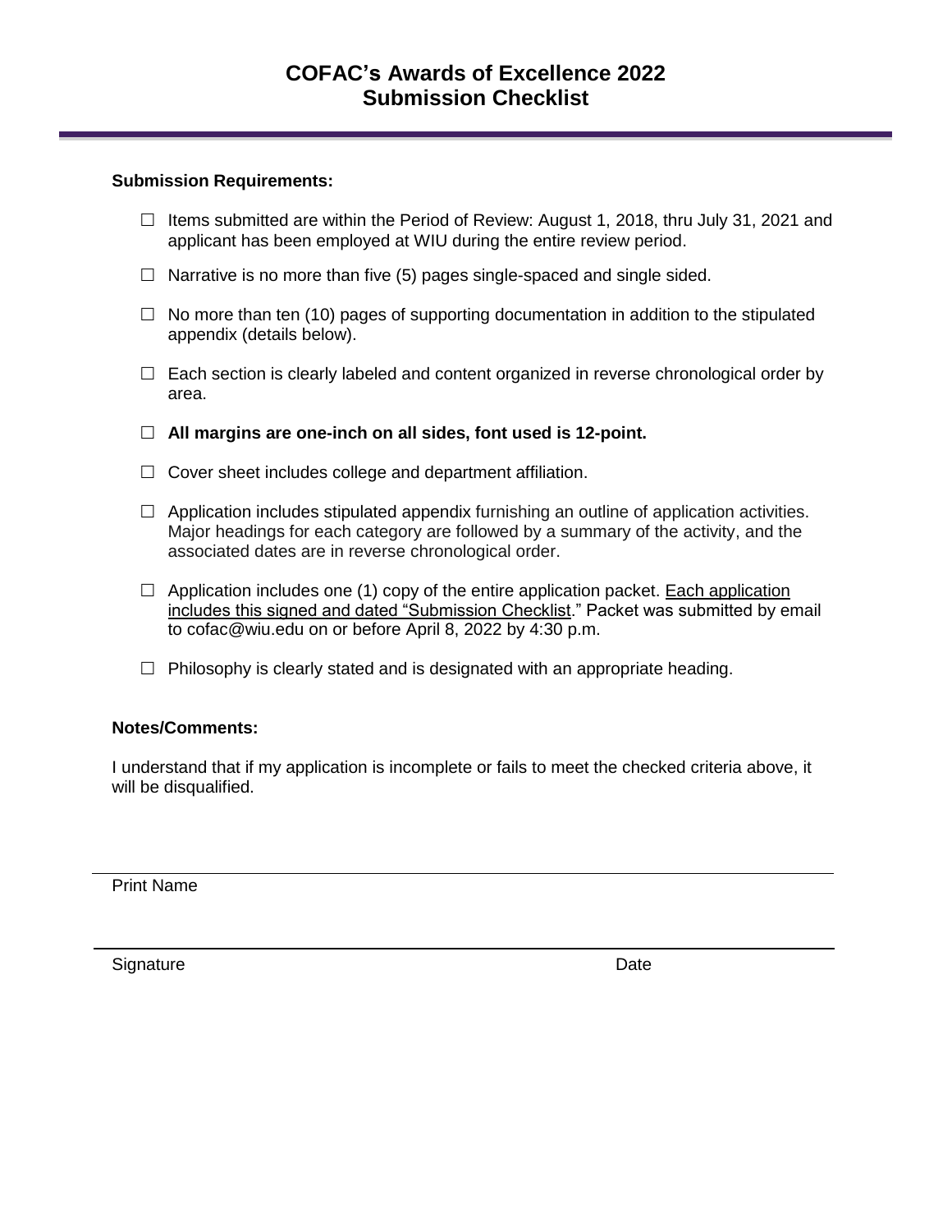# COFAC's Awards of Excellence 2022
# Submission Checklist

**Submission Requirements:**

☐ Items submitted are within the Period of Review: August 1, 2018, thru July 31, 2021 and applicant has been employed at WIU during the entire review period.

☐ Narrative is no more than five (5) pages single-spaced and single sided.

☐ No more than ten (10) pages of supporting documentation in addition to the stipulated appendix (details below).

☐ Each section is clearly labeled and content organized in reverse chronological order by area.

☐ **All margins are one-inch on all sides, font used is 12-point.**

☐ Cover sheet includes college and department affiliation.

☐ Application includes stipulated appendix furnishing an outline of application activities. Major headings for each category are followed by a summary of the activity, and the associated dates are in reverse chronological order.

☐ Application includes one (1) copy of the entire application packet. Each application includes this signed and dated "Submission Checklist." Packet was submitted by email to cofac@wiu.edu on or before April 8, 2022 by 4:30 p.m.

☐ Philosophy is clearly stated and is designated with an appropriate heading.

**Notes/Comments:**

I understand that if my application is incomplete or fails to meet the checked criteria above, it will be disqualified.

_______________________________________________

Print Name

_______________________________________________

Signature                                                                 Date